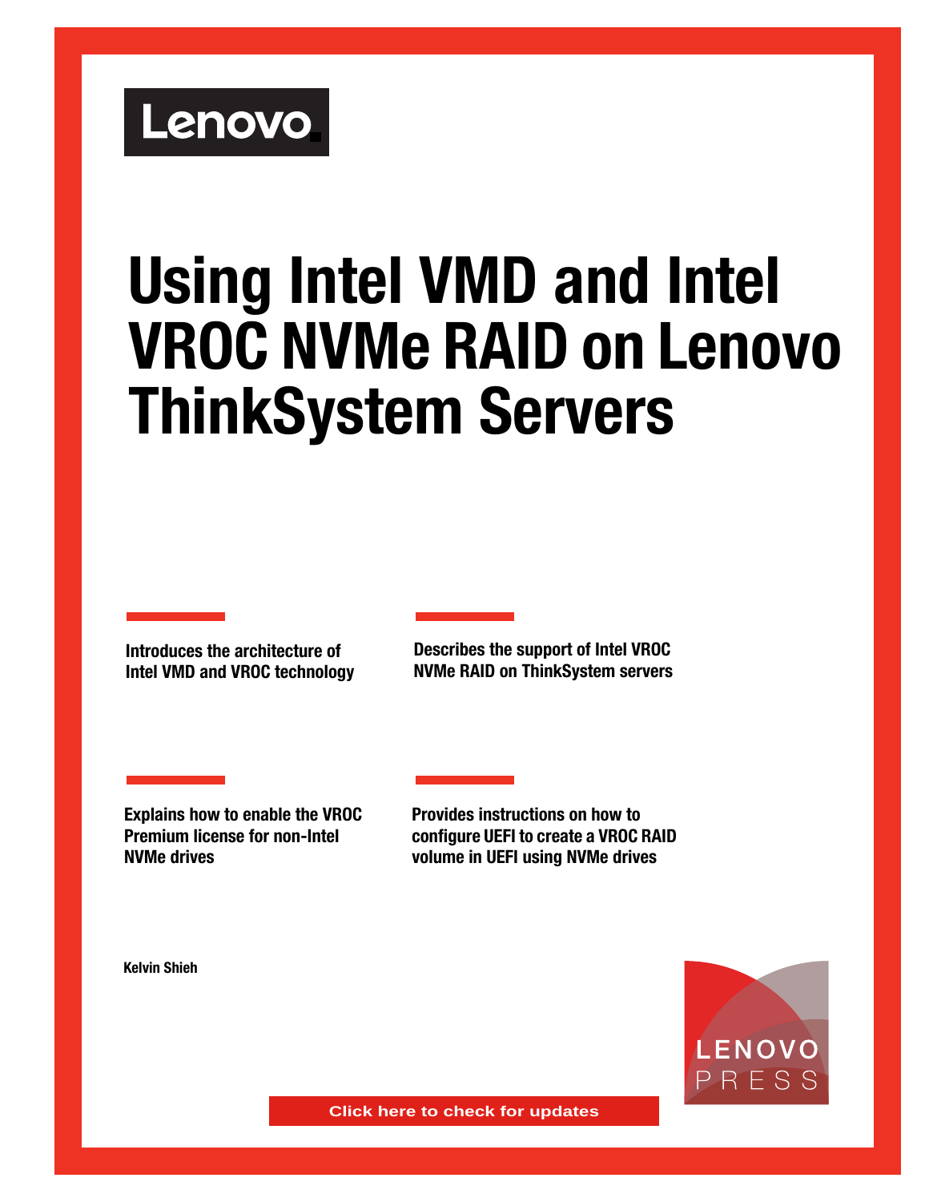# Using Intel VMD and Intel VROC NVMe RAID on Lenovo ThinkSystem Servers

**Introduces the architecture of Intel VMD and VROC technology**

**Describes the support of Intel VROC NVMe RAID on ThinkSystem servers**

**Explains how to enable the VROC Premium license for non-Intel NVMe drives**

**Provides instructions on how to configure UEFI to create a VROC RAID volume in UEFI using NVMe drives**

**Kelvin Shieh**

Click here to check for updates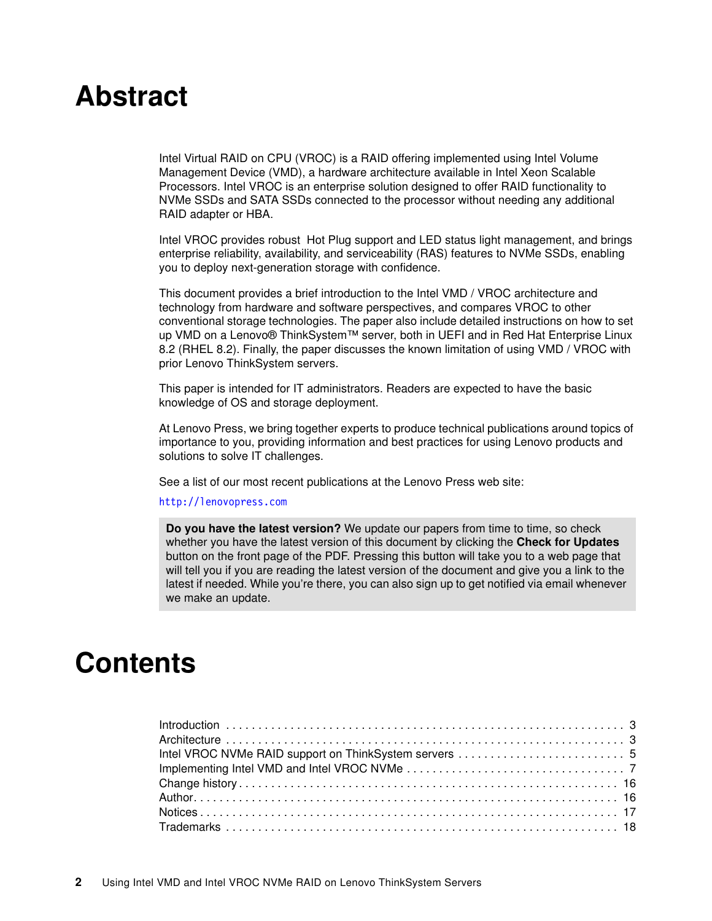# Abstract

Intel Virtual RAID on CPU (VROC) is a RAID offering implemented using Intel Volume Management Device (VMD), a hardware architecture available in Intel Xeon Scalable Processors. Intel VROC is an enterprise solution designed to offer RAID functionality to NVMe SSDs and SATA SSDs connected to the processor without needing any additional RAID adapter or HBA.

Intel VROC provides robust Hot Plug support and LED status light management, and brings enterprise reliability, availability, and serviceability (RAS) features to NVMe SSDs, enabling you to deploy next-generation storage with confidence.

This document provides a brief introduction to the Intel VMD / VROC architecture and technology from hardware and software perspectives, and compares VROC to other conventional storage technologies. The paper also include detailed instructions on how to set up VMD on a Lenovo® ThinkSystem™ server, both in UEFI and in Red Hat Enterprise Linux 8.2 (RHEL 8.2). Finally, the paper discusses the known limitation of using VMD / VROC with prior Lenovo ThinkSystem servers.

This paper is intended for IT administrators. Readers are expected to have the basic knowledge of OS and storage deployment.

At Lenovo Press, we bring together experts to produce technical publications around topics of importance to you, providing information and best practices for using Lenovo products and solutions to solve IT challenges.

See a list of our most recent publications at the Lenovo Press web site:

http://lenovopress.com

> **Do you have the latest version?** We update our papers from time to time, so check whether you have the latest version of this document by clicking the **Check for Updates** button on the front page of the PDF. Pressing this button will take you to a web page that will tell you if you are reading the latest version of the document and give you a link to the latest if needed. While you're there, you can also sign up to get notified via email whenever we make an update.

# Contents

Introduction . . . . . . . . . . . . . . . . . . . . . . . . . . . . . . . . . . . . . . . . . . . . . . . . . . . . . . . . . . . . . . 3
Architecture . . . . . . . . . . . . . . . . . . . . . . . . . . . . . . . . . . . . . . . . . . . . . . . . . . . . . . . . . . . . . . 3
Intel VROC NVMe RAID support on ThinkSystem servers . . . . . . . . . . . . . . . . . . . . . . . . . . 5
Implementing Intel VMD and Intel VROC NVMe . . . . . . . . . . . . . . . . . . . . . . . . . . . . . . . . . . 7
Change history . . . . . . . . . . . . . . . . . . . . . . . . . . . . . . . . . . . . . . . . . . . . . . . . . . . . . . . . . . . 16
Author. . . . . . . . . . . . . . . . . . . . . . . . . . . . . . . . . . . . . . . . . . . . . . . . . . . . . . . . . . . . . . . . . . 16
Notices . . . . . . . . . . . . . . . . . . . . . . . . . . . . . . . . . . . . . . . . . . . . . . . . . . . . . . . . . . . . . . . . . 17
Trademarks . . . . . . . . . . . . . . . . . . . . . . . . . . . . . . . . . . . . . . . . . . . . . . . . . . . . . . . . . . . . . 18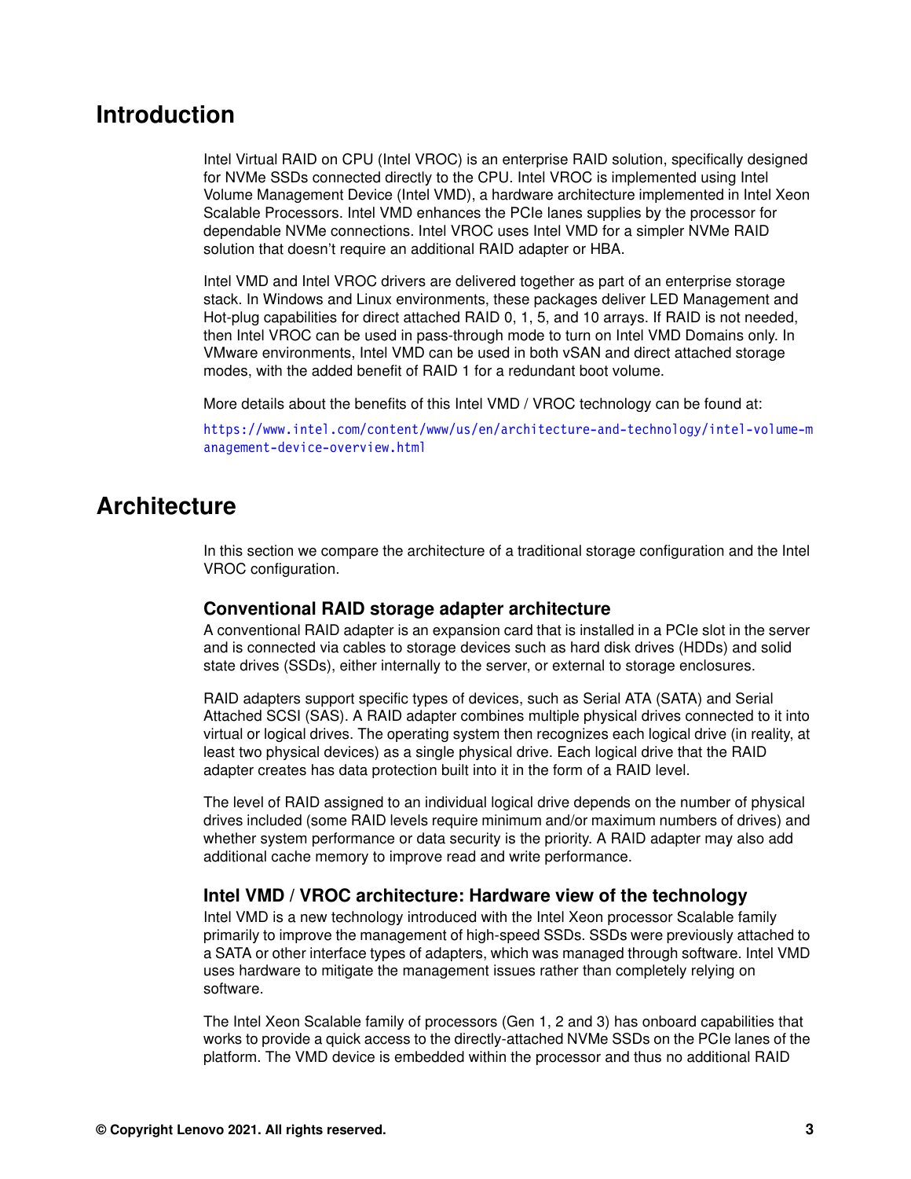# Introduction

Intel Virtual RAID on CPU (Intel VROC) is an enterprise RAID solution, specifically designed for NVMe SSDs connected directly to the CPU. Intel VROC is implemented using Intel Volume Management Device (Intel VMD), a hardware architecture implemented in Intel Xeon Scalable Processors. Intel VMD enhances the PCIe lanes supplies by the processor for dependable NVMe connections. Intel VROC uses Intel VMD for a simpler NVMe RAID solution that doesn't require an additional RAID adapter or HBA.

Intel VMD and Intel VROC drivers are delivered together as part of an enterprise storage stack. In Windows and Linux environments, these packages deliver LED Management and Hot-plug capabilities for direct attached RAID 0, 1, 5, and 10 arrays. If RAID is not needed, then Intel VROC can be used in pass-through mode to turn on Intel VMD Domains only. In VMware environments, Intel VMD can be used in both vSAN and direct attached storage modes, with the added benefit of RAID 1 for a redundant boot volume.

More details about the benefits of this Intel VMD / VROC technology can be found at:

https://www.intel.com/content/www/us/en/architecture-and-technology/intel-volume-management-device-overview.html

# Architecture

In this section we compare the architecture of a traditional storage configuration and the Intel VROC configuration.

## Conventional RAID storage adapter architecture

A conventional RAID adapter is an expansion card that is installed in a PCIe slot in the server and is connected via cables to storage devices such as hard disk drives (HDDs) and solid state drives (SSDs), either internally to the server, or external to storage enclosures.

RAID adapters support specific types of devices, such as Serial ATA (SATA) and Serial Attached SCSI (SAS). A RAID adapter combines multiple physical drives connected to it into virtual or logical drives. The operating system then recognizes each logical drive (in reality, at least two physical devices) as a single physical drive. Each logical drive that the RAID adapter creates has data protection built into it in the form of a RAID level.

The level of RAID assigned to an individual logical drive depends on the number of physical drives included (some RAID levels require minimum and/or maximum numbers of drives) and whether system performance or data security is the priority. A RAID adapter may also add additional cache memory to improve read and write performance.

## Intel VMD / VROC architecture: Hardware view of the technology

Intel VMD is a new technology introduced with the Intel Xeon processor Scalable family primarily to improve the management of high-speed SSDs. SSDs were previously attached to a SATA or other interface types of adapters, which was managed through software. Intel VMD uses hardware to mitigate the management issues rather than completely relying on software.

The Intel Xeon Scalable family of processors (Gen 1, 2 and 3) has onboard capabilities that works to provide a quick access to the directly-attached NVMe SSDs on the PCIe lanes of the platform. The VMD device is embedded within the processor and thus no additional RAID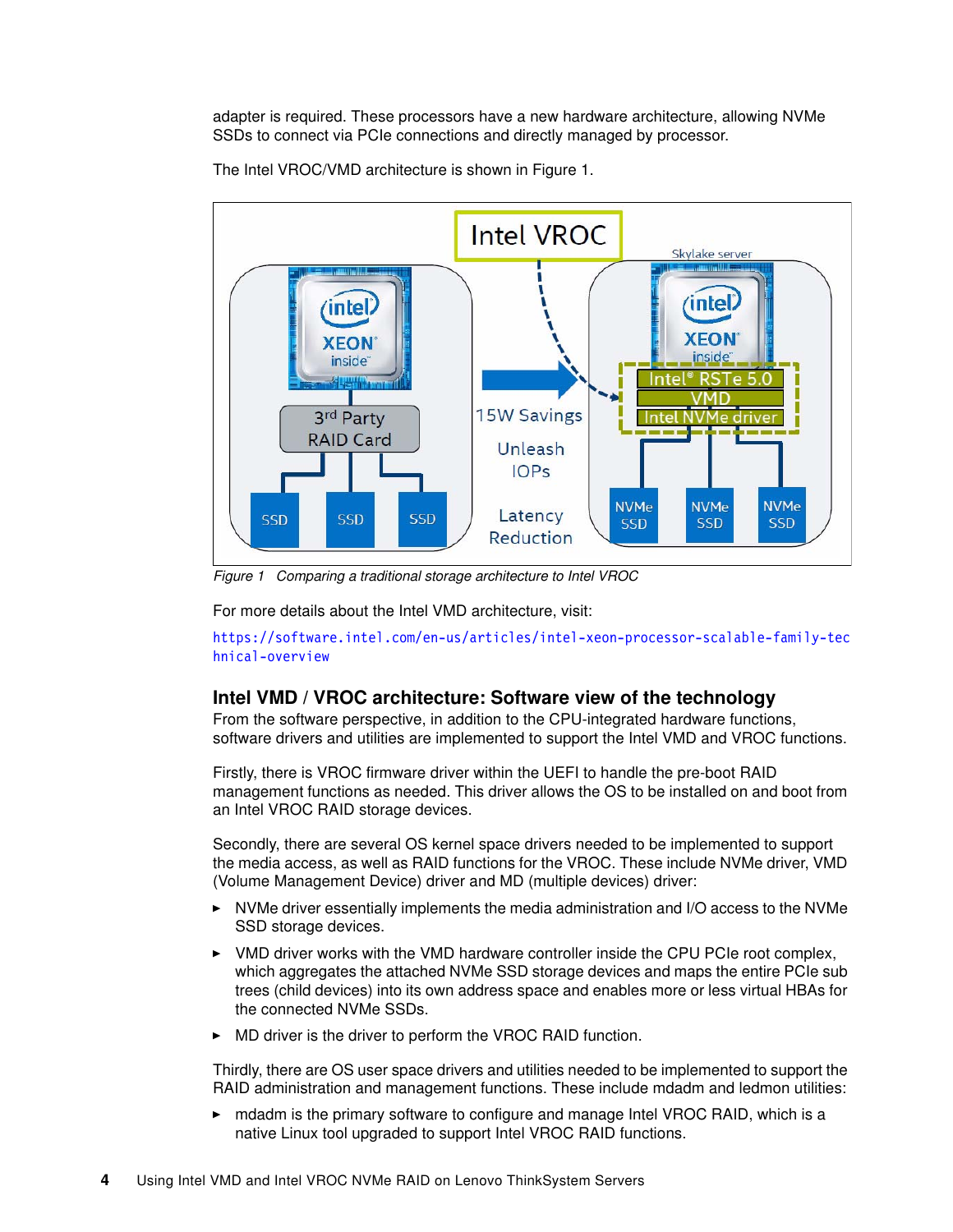adapter is required. These processors have a new hardware architecture, allowing NVMe SSDs to connect via PCIe connections and directly managed by processor.

The Intel VROC/VMD architecture is shown in Figure 1.

*Figure 1 Comparing a traditional storage architecture to Intel VROC*

For more details about the Intel VMD architecture, visit:

https://software.intel.com/en-us/articles/intel-xeon-processor-scalable-family-technical-overview

## Intel VMD / VROC architecture: Software view of the technology

From the software perspective, in addition to the CPU-integrated hardware functions, software drivers and utilities are implemented to support the Intel VMD and VROC functions.

Firstly, there is VROC firmware driver within the UEFI to handle the pre-boot RAID management functions as needed. This driver allows the OS to be installed on and boot from an Intel VROC RAID storage devices.

Secondly, there are several OS kernel space drivers needed to be implemented to support the media access, as well as RAID functions for the VROC. These include NVMe driver, VMD (Volume Management Device) driver and MD (multiple devices) driver:

- NVMe driver essentially implements the media administration and I/O access to the NVMe SSD storage devices.
- VMD driver works with the VMD hardware controller inside the CPU PCIe root complex, which aggregates the attached NVMe SSD storage devices and maps the entire PCIe sub trees (child devices) into its own address space and enables more or less virtual HBAs for the connected NVMe SSDs.
- MD driver is the driver to perform the VROC RAID function.

Thirdly, there are OS user space drivers and utilities needed to be implemented to support the RAID administration and management functions. These include mdadm and ledmon utilities:

- mdadm is the primary software to configure and manage Intel VROC RAID, which is a native Linux tool upgraded to support Intel VROC RAID functions.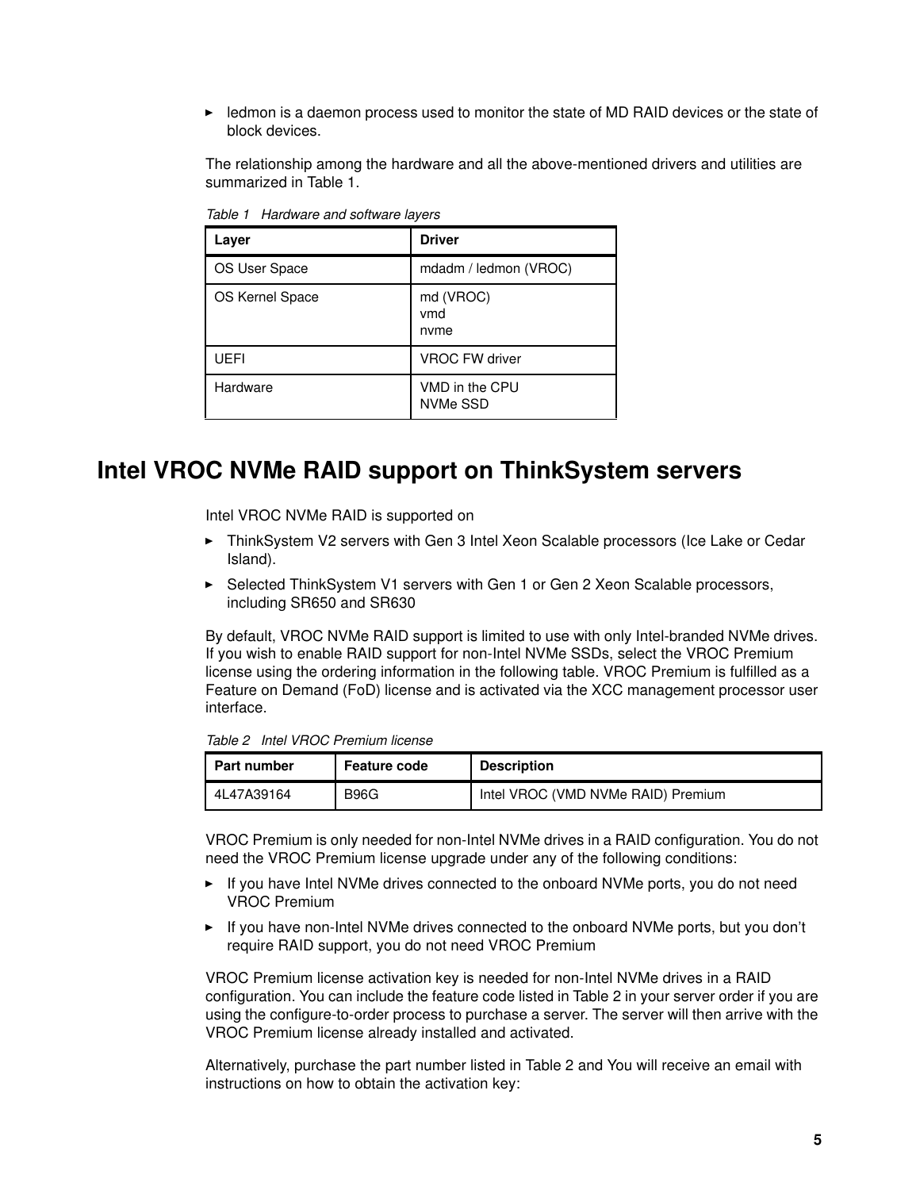- ledmon is a daemon process used to monitor the state of MD RAID devices or the state of block devices.

The relationship among the hardware and all the above-mentioned drivers and utilities are summarized in Table 1.

*Table 1 Hardware and software layers*

| Layer | Driver |
|---|---|
| OS User Space | mdadm / ledmon (VROC) |
| OS Kernel Space | md (VROC)<br>vmd<br>nvme |
| UEFI | VROC FW driver |
| Hardware | VMD in the CPU<br>NVMe SSD |

# Intel VROC NVMe RAID support on ThinkSystem servers

Intel VROC NVMe RAID is supported on

- ThinkSystem V2 servers with Gen 3 Intel Xeon Scalable processors (Ice Lake or Cedar Island).
- Selected ThinkSystem V1 servers with Gen 1 or Gen 2 Xeon Scalable processors, including SR650 and SR630

By default, VROC NVMe RAID support is limited to use with only Intel-branded NVMe drives. If you wish to enable RAID support for non-Intel NVMe SSDs, select the VROC Premium license using the ordering information in the following table. VROC Premium is fulfilled as a Feature on Demand (FoD) license and is activated via the XCC management processor user interface.

*Table 2 Intel VROC Premium license*

| Part number | Feature code | Description |
|---|---|---|
| 4L47A39164 | B96G | Intel VROC (VMD NVMe RAID) Premium |

VROC Premium is only needed for non-Intel NVMe drives in a RAID configuration. You do not need the VROC Premium license upgrade under any of the following conditions:

- If you have Intel NVMe drives connected to the onboard NVMe ports, you do not need VROC Premium
- If you have non-Intel NVMe drives connected to the onboard NVMe ports, but you don't require RAID support, you do not need VROC Premium

VROC Premium license activation key is needed for non-Intel NVMe drives in a RAID configuration. You can include the feature code listed in Table 2 in your server order if you are using the configure-to-order process to purchase a server. The server will then arrive with the VROC Premium license already installed and activated.

Alternatively, purchase the part number listed in Table 2 and You will receive an email with instructions on how to obtain the activation key: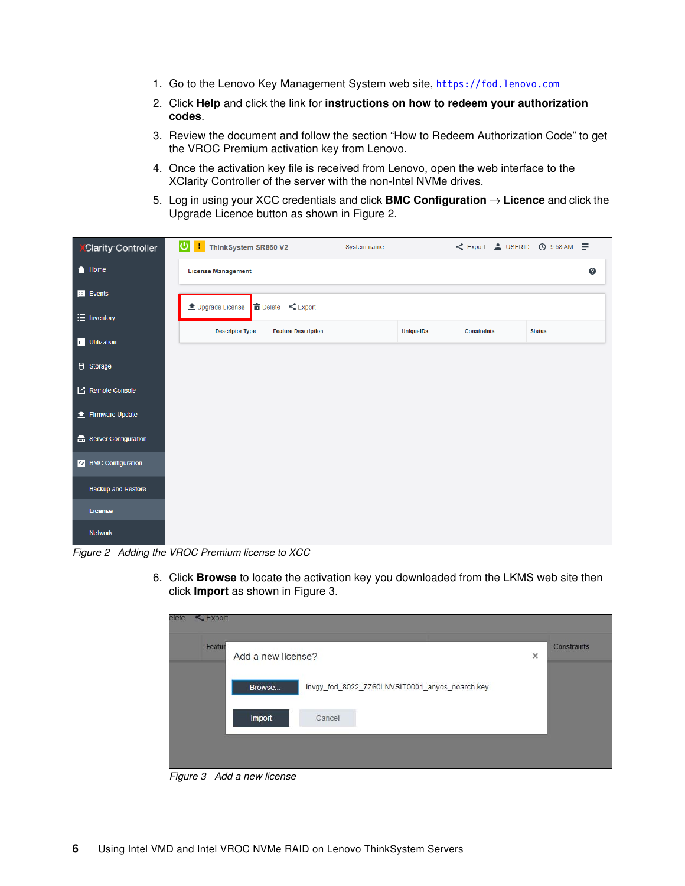1. Go to the Lenovo Key Management System web site, https://fod.lenovo.com
2. Click **Help** and click the link for **instructions on how to redeem your authorization codes**.
3. Review the document and follow the section "How to Redeem Authorization Code" to get the VROC Premium activation key from Lenovo.
4. Once the activation key file is received from Lenovo, open the web interface to the XClarity Controller of the server with the non-Intel NVMe drives.
5. Log in using your XCC credentials and click **BMC Configuration** → **Licence** and click the Upgrade Licence button as shown in Figure 2.

*Figure 2 Adding the VROC Premium license to XCC*

6. Click **Browse** to locate the activation key you downloaded from the LKMS web site then click **Import** as shown in Figure 3.

*Figure 3 Add a new license*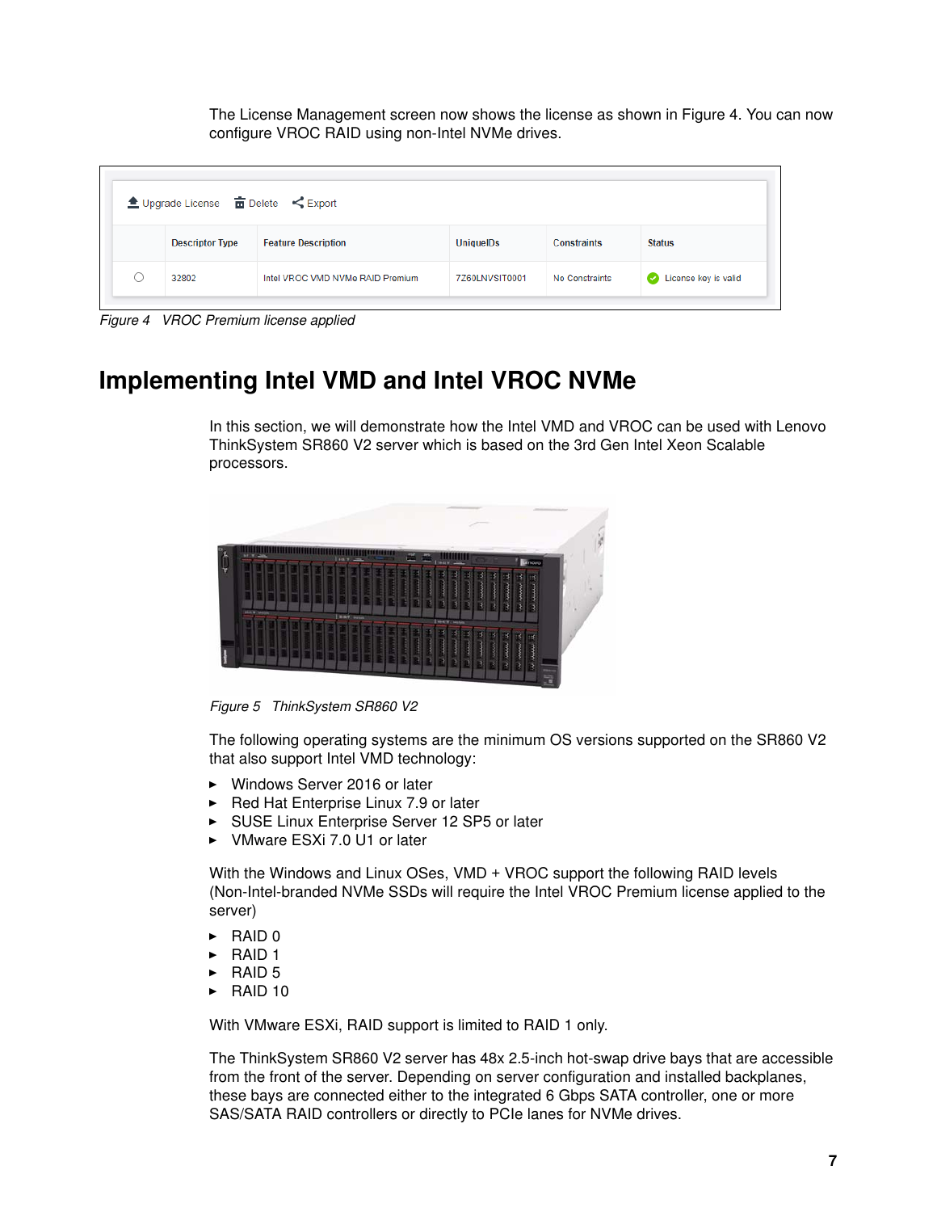The License Management screen now shows the license as shown in Figure 4. You can now configure VROC RAID using non-Intel NVMe drives.

| | Descriptor Type | Feature Description | UniqueIDs | Constraints | Status |
|---|---|---|---|---|---|
| ○ | 32802 | Intel VROC VMD NVMe RAID Premium | 7Z60LNVSIT0001 | No Constraints | License key is valid |

*Figure 4 VROC Premium license applied*

# Implementing Intel VMD and Intel VROC NVMe

In this section, we will demonstrate how the Intel VMD and VROC can be used with Lenovo ThinkSystem SR860 V2 server which is based on the 3rd Gen Intel Xeon Scalable processors.

*Figure 5 ThinkSystem SR860 V2*

The following operating systems are the minimum OS versions supported on the SR860 V2 that also support Intel VMD technology:

- Windows Server 2016 or later
- Red Hat Enterprise Linux 7.9 or later
- SUSE Linux Enterprise Server 12 SP5 or later
- VMware ESXi 7.0 U1 or later

With the Windows and Linux OSes, VMD + VROC support the following RAID levels (Non-Intel-branded NVMe SSDs will require the Intel VROC Premium license applied to the server)

- RAID 0
- RAID 1
- RAID 5
- RAID 10

With VMware ESXi, RAID support is limited to RAID 1 only.

The ThinkSystem SR860 V2 server has 48x 2.5-inch hot-swap drive bays that are accessible from the front of the server. Depending on server configuration and installed backplanes, these bays are connected either to the integrated 6 Gbps SATA controller, one or more SAS/SATA RAID controllers or directly to PCIe lanes for NVMe drives.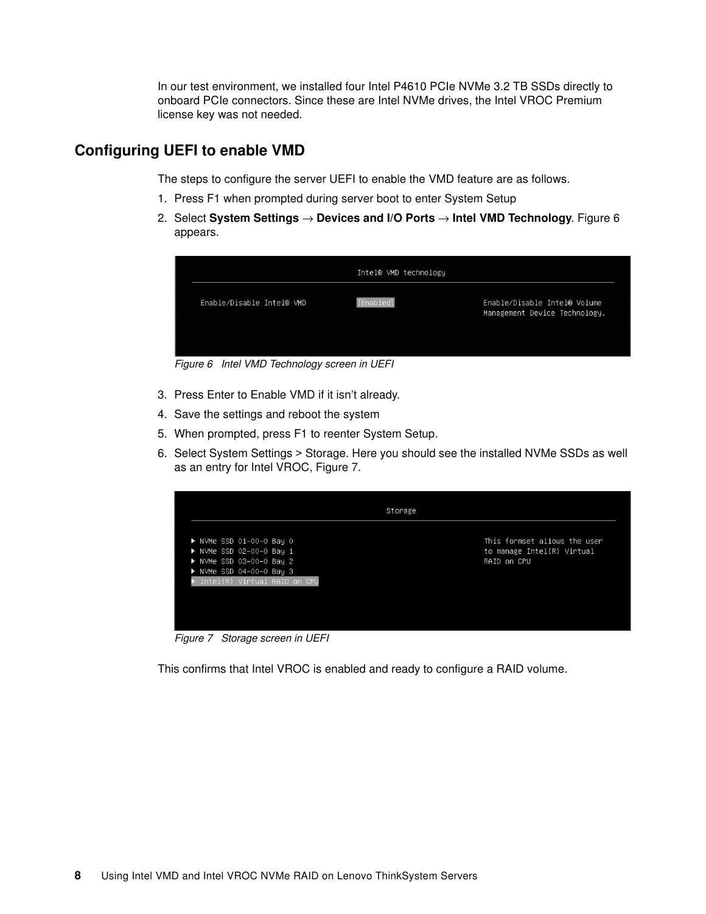In our test environment, we installed four Intel P4610 PCIe NVMe 3.2 TB SSDs directly to onboard PCIe connectors. Since these are Intel NVMe drives, the Intel VROC Premium license key was not needed.

## Configuring UEFI to enable VMD

The steps to configure the server UEFI to enable the VMD feature are as follows.

1. Press F1 when prompted during server boot to enter System Setup
2. Select **System Settings** → **Devices and I/O Ports** → **Intel VMD Technology**. Figure 6 appears.

*Figure 6 Intel VMD Technology screen in UEFI*

3. Press Enter to Enable VMD if it isn't already.
4. Save the settings and reboot the system
5. When prompted, press F1 to reenter System Setup.
6. Select System Settings > Storage. Here you should see the installed NVMe SSDs as well as an entry for Intel VROC, Figure 7.

*Figure 7 Storage screen in UEFI*

This confirms that Intel VROC is enabled and ready to configure a RAID volume.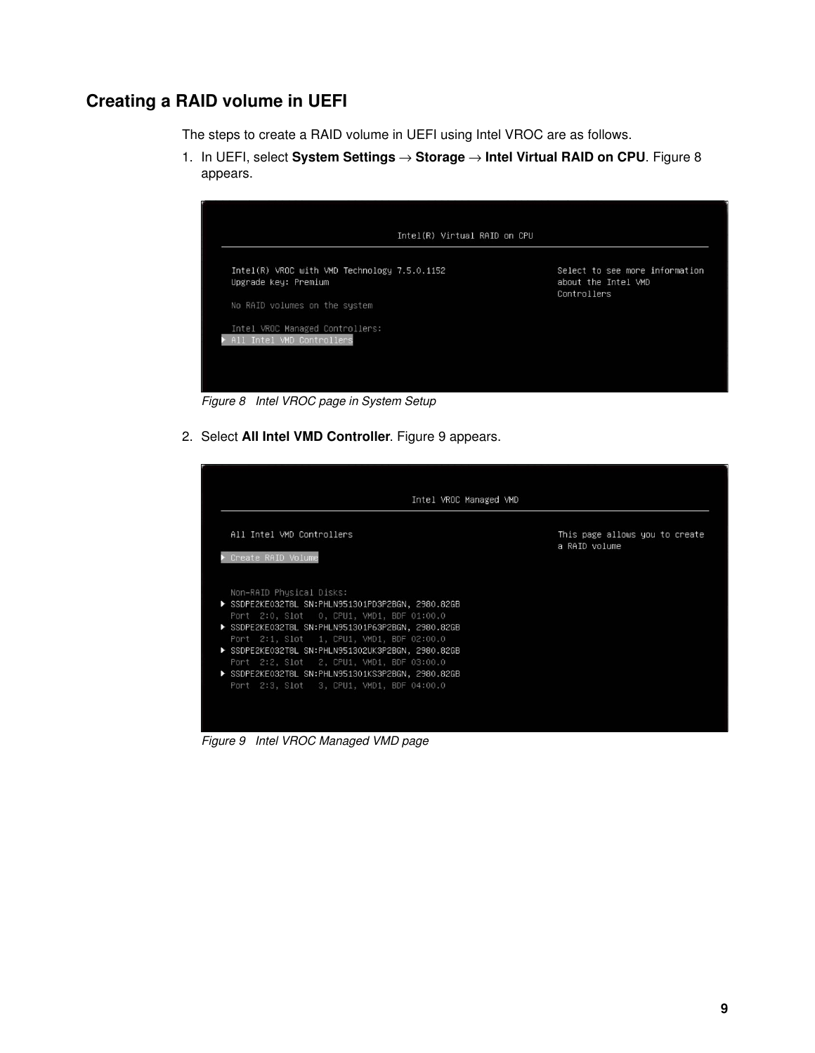## Creating a RAID volume in UEFI

The steps to create a RAID volume in UEFI using Intel VROC are as follows.

1. In UEFI, select **System Settings** → **Storage** → **Intel Virtual RAID on CPU**. Figure 8 appears.

*Figure 8 Intel VROC page in System Setup*

2. Select **All Intel VMD Controller**. Figure 9 appears.

*Figure 9 Intel VROC Managed VMD page*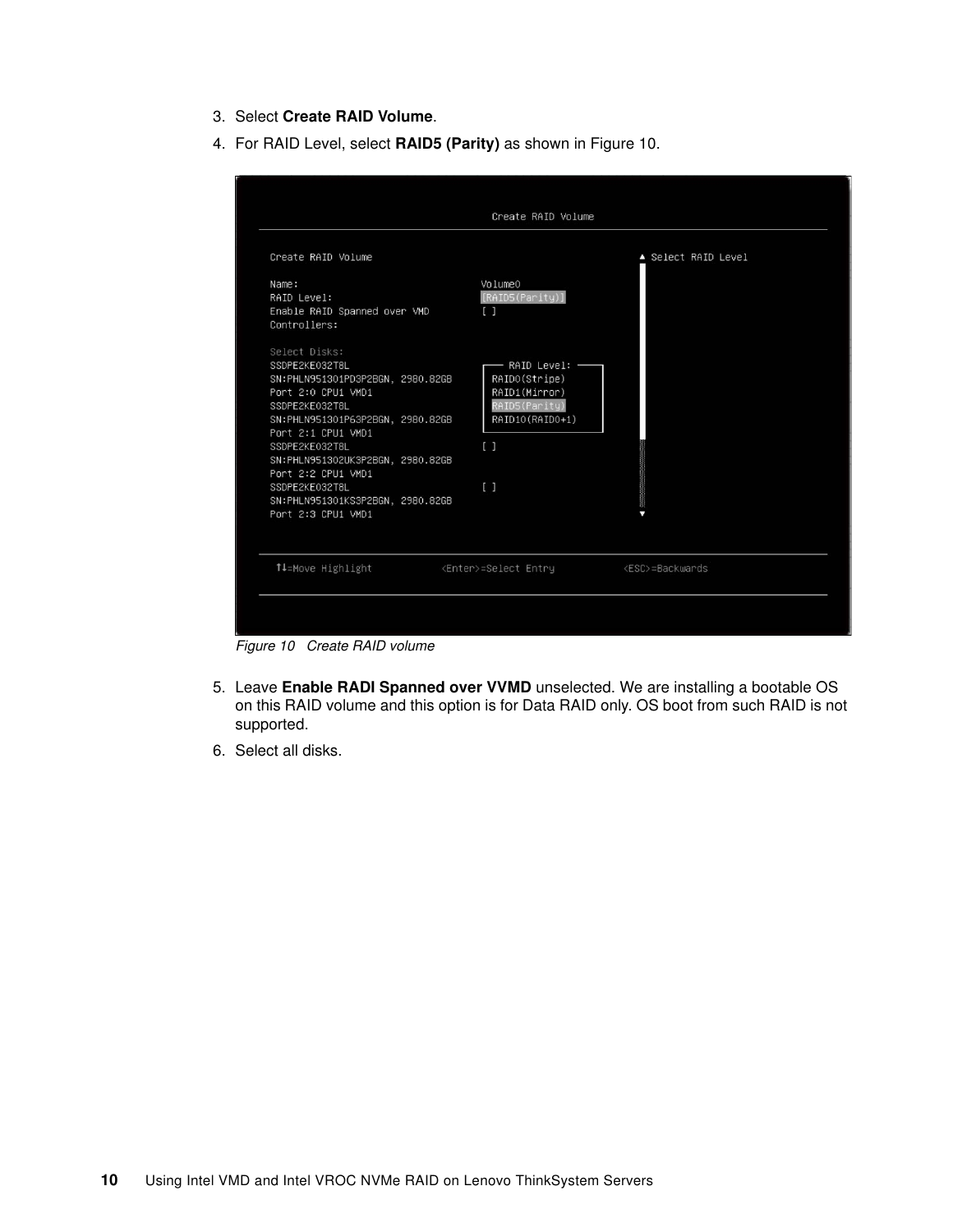3. Select **Create RAID Volume**.
4. For RAID Level, select **RAID5 (Parity)** as shown in Figure 10.

*Figure 10 Create RAID volume*

5. Leave **Enable RADI Spanned over VVMD** unselected. We are installing a bootable OS on this RAID volume and this option is for Data RAID only. OS boot from such RAID is not supported.
6. Select all disks.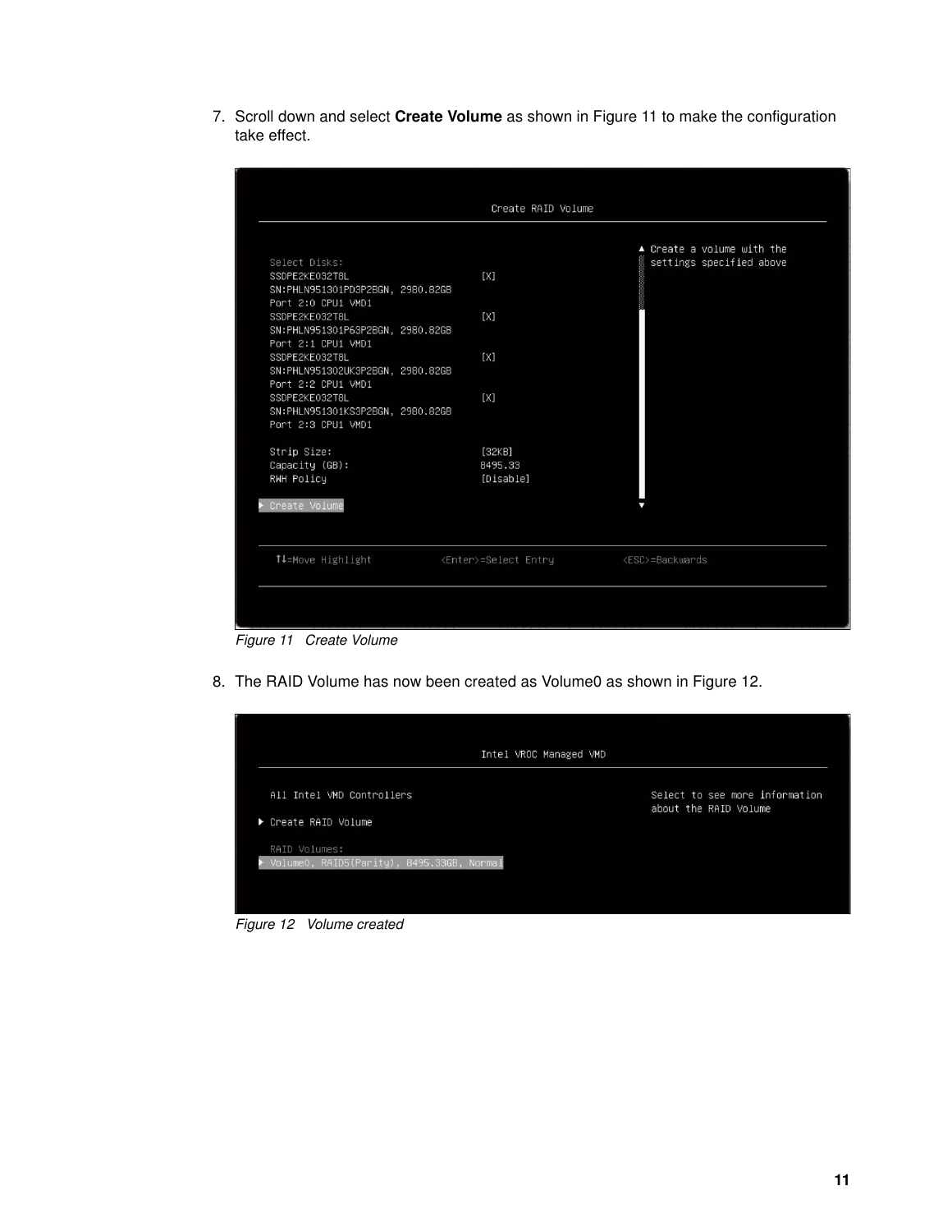7. Scroll down and select **Create Volume** as shown in Figure 11 to make the configuration take effect.

```
Create RAID Volume

Select Disks:                                            Create a volume with the
SSDPE2KE032T8L                          [X]              settings specified above
SN:PHLN951301PD3P2BGN, 2980.82GB
Port 2:0 CPU1 VMD1
SSDPE2KE032T8L                          [X]
SN:PHLN951301P63P2BGN, 2980.82GB
Port 2:1 CPU1 VMD1
SSDPE2KE032T8L                          [X]
SN:PHLN951302UK3P2BGN, 2980.82GB
Port 2:2 CPU1 VMD1
SSDPE2KE032T8L                          [X]
SN:PHLN951301KS3P2BGN, 2980.82GB
Port 2:3 CPU1 VMD1

Strip Size:                             [32KB]
Capacity (GB):                          8495.33
RWH Policy                              [Disable]

▶ Create Volume

↑↓=Move Highlight        <Enter>=Select Entry        <ESC>=Backwards
```

*Figure 11 Create Volume*

8. The RAID Volume has now been created as Volume0 as shown in Figure 12.

```
Intel VROC Managed VMD

All Intel VMD Controllers                                Select to see more information
                                                         about the RAID Volume
▶ Create RAID Volume

RAID Volumes:
▶ Volume0, RAID5(Parity), 8495.33GB, Normal
```

*Figure 12 Volume created*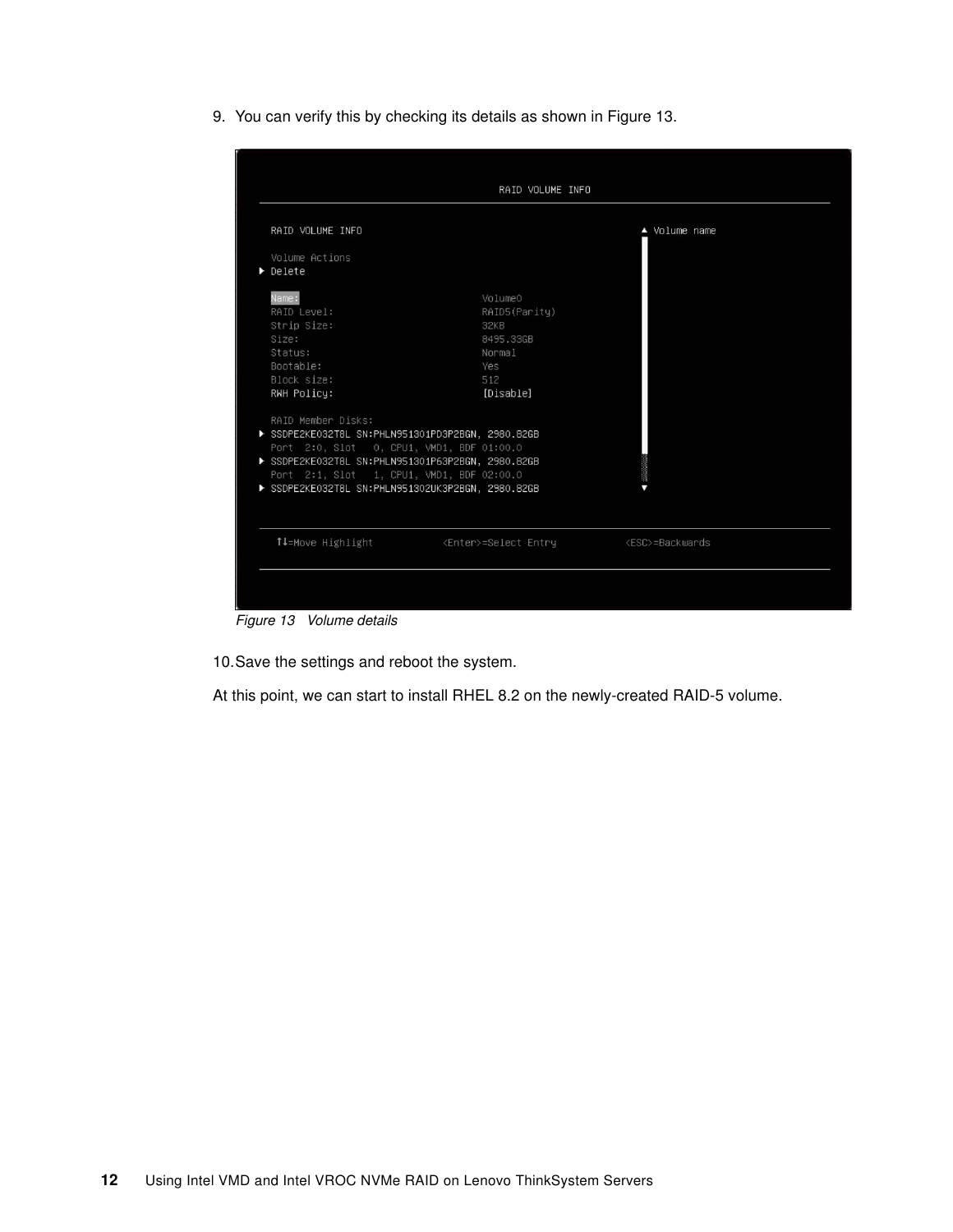9. You can verify this by checking its details as shown in Figure 13.

*Figure 13 Volume details*

10. Save the settings and reboot the system.

At this point, we can start to install RHEL 8.2 on the newly-created RAID-5 volume.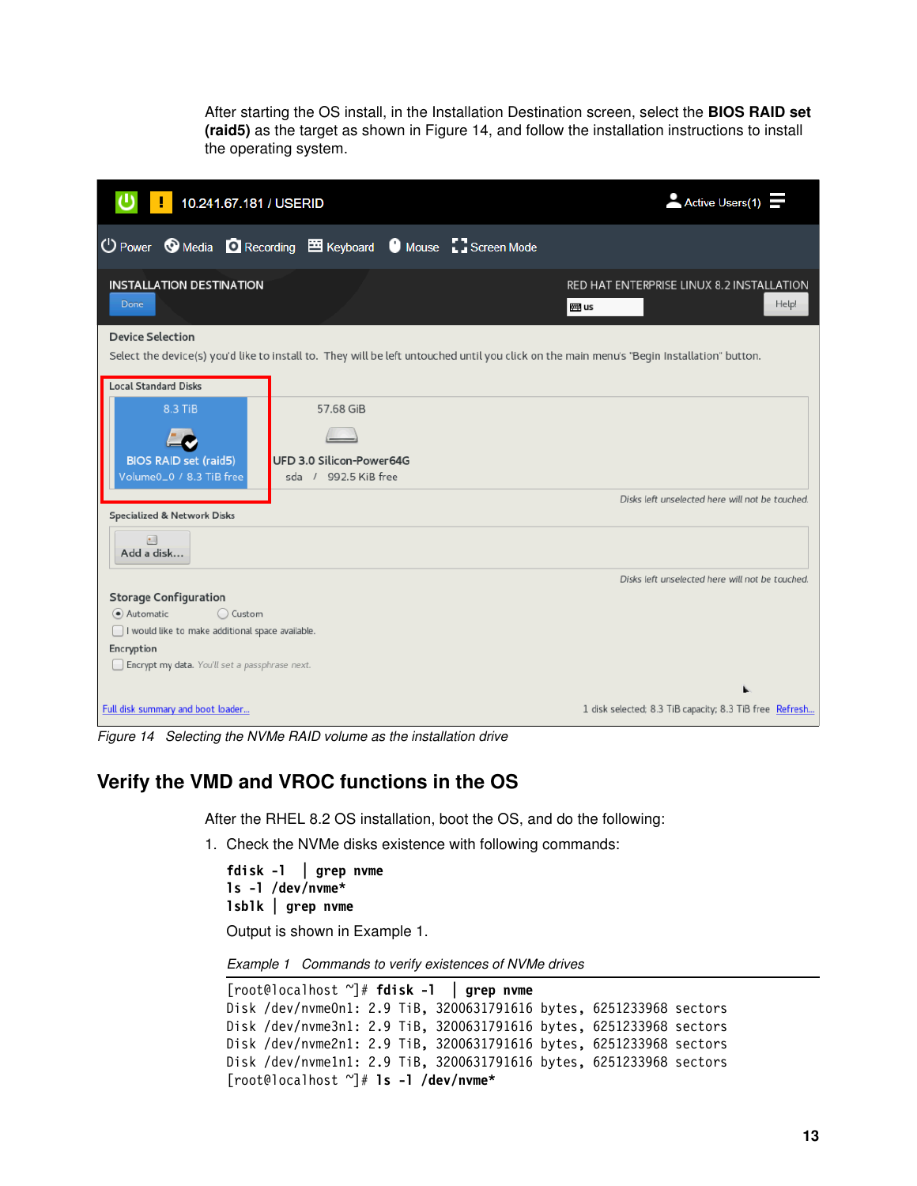After starting the OS install, in the Installation Destination screen, select the **BIOS RAID set (raid5)** as the target as shown in Figure 14, and follow the installation instructions to install the operating system.

*Figure 14 Selecting the NVMe RAID volume as the installation drive*

## Verify the VMD and VROC functions in the OS

After the RHEL 8.2 OS installation, boot the OS, and do the following:

1. Check the NVMe disks existence with following commands:

```
fdisk -l  | grep nvme
ls -l /dev/nvme*
lsblk | grep nvme
```

   Output is shown in Example 1.

*Example 1 Commands to verify existences of NVMe drives*

```
[root@localhost ~]# fdisk -l  | grep nvme
Disk /dev/nvme0n1: 2.9 TiB, 3200631791616 bytes, 6251233968 sectors
Disk /dev/nvme3n1: 2.9 TiB, 3200631791616 bytes, 6251233968 sectors
Disk /dev/nvme2n1: 2.9 TiB, 3200631791616 bytes, 6251233968 sectors
Disk /dev/nvme1n1: 2.9 TiB, 3200631791616 bytes, 6251233968 sectors
[root@localhost ~]# ls -l /dev/nvme*
```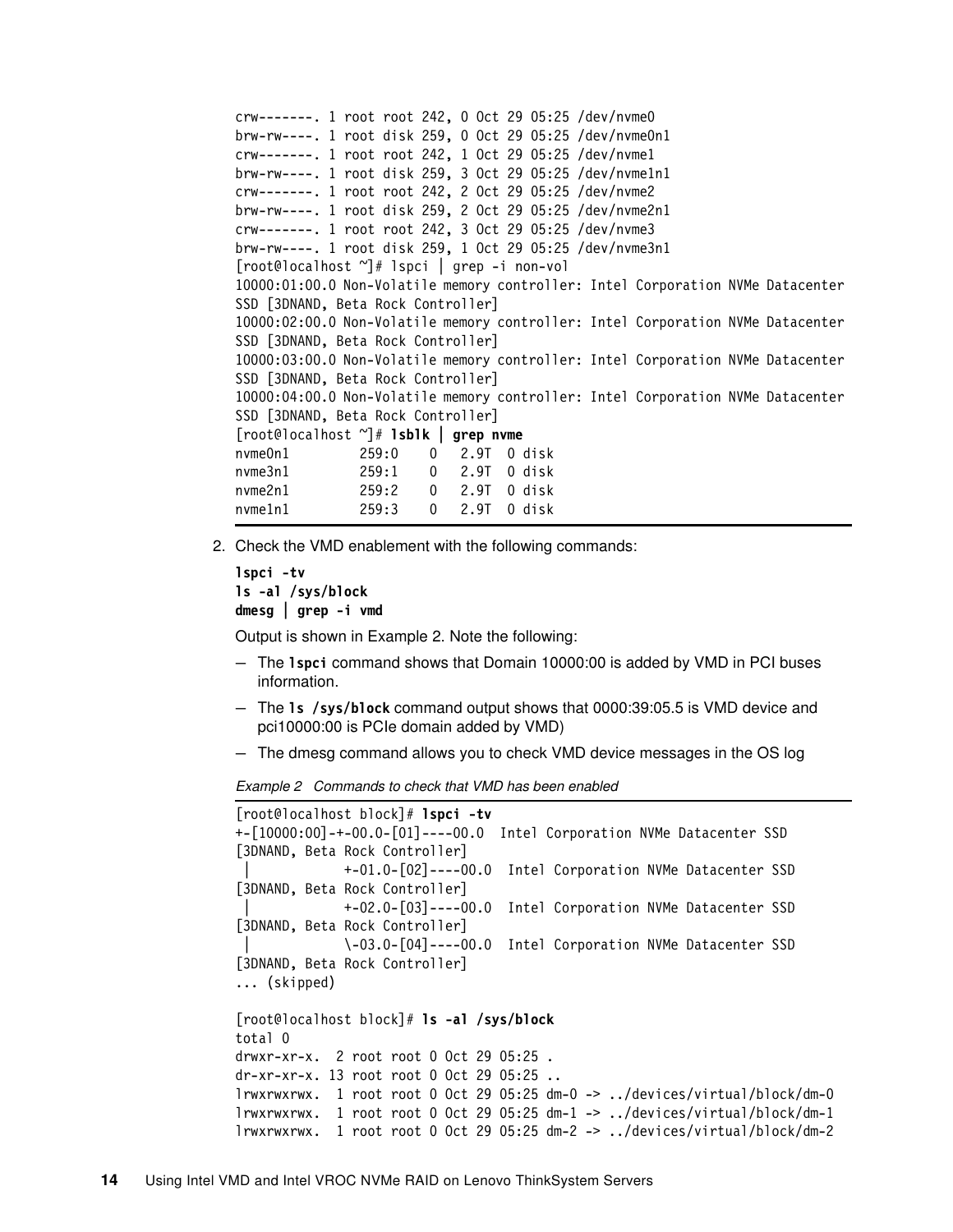```
crw-------. 1 root root 242, 0 Oct 29 05:25 /dev/nvme0
brw-rw----. 1 root disk 259, 0 Oct 29 05:25 /dev/nvme0n1
crw-------. 1 root root 242, 1 Oct 29 05:25 /dev/nvme1
brw-rw----. 1 root disk 259, 3 Oct 29 05:25 /dev/nvme1n1
crw-------. 1 root root 242, 2 Oct 29 05:25 /dev/nvme2
brw-rw----. 1 root disk 259, 2 Oct 29 05:25 /dev/nvme2n1
crw-------. 1 root root 242, 3 Oct 29 05:25 /dev/nvme3
brw-rw----. 1 root disk 259, 1 Oct 29 05:25 /dev/nvme3n1
[root@localhost ~]# lspci | grep -i non-vol
10000:01:00.0 Non-Volatile memory controller: Intel Corporation NVMe Datacenter
SSD [3DNAND, Beta Rock Controller]
10000:02:00.0 Non-Volatile memory controller: Intel Corporation NVMe Datacenter
SSD [3DNAND, Beta Rock Controller]
10000:03:00.0 Non-Volatile memory controller: Intel Corporation NVMe Datacenter
SSD [3DNAND, Beta Rock Controller]
10000:04:00.0 Non-Volatile memory controller: Intel Corporation NVMe Datacenter
SSD [3DNAND, Beta Rock Controller]
[root@localhost ~]# lsblk | grep nvme
nvme0n1         259:0    0   2.9T  0 disk
nvme3n1         259:1    0   2.9T  0 disk
nvme2n1         259:2    0   2.9T  0 disk
nvme1n1         259:3    0   2.9T  0 disk
```

2. Check the VMD enablement with the following commands:

   **lspci -tv**
   **ls -al /sys/block**
   **dmesg | grep -i vmd**

   Output is shown in Example 2. Note the following:

   – The **lspci** command shows that Domain 10000:00 is added by VMD in PCI buses information.
   – The **ls /sys/block** command output shows that 0000:39:05.5 is VMD device and pci10000:00 is PCIe domain added by VMD)
   – The dmesg command allows you to check VMD device messages in the OS log

*Example 2 Commands to check that VMD has been enabled*

```
[root@localhost block]# lspci -tv
+-[10000:00]-+-00.0-[01]----00.0  Intel Corporation NVMe Datacenter SSD
[3DNAND, Beta Rock Controller]
 |           +-01.0-[02]----00.0  Intel Corporation NVMe Datacenter SSD
[3DNAND, Beta Rock Controller]
 |           +-02.0-[03]----00.0  Intel Corporation NVMe Datacenter SSD
[3DNAND, Beta Rock Controller]
 |           \-03.0-[04]----00.0  Intel Corporation NVMe Datacenter SSD
[3DNAND, Beta Rock Controller]
... (skipped)

[root@localhost block]# ls -al /sys/block
total 0
drwxr-xr-x.  2 root root 0 Oct 29 05:25 .
dr-xr-xr-x. 13 root root 0 Oct 29 05:25 ..
lrwxrwxrwx.  1 root root 0 Oct 29 05:25 dm-0 -> ../devices/virtual/block/dm-0
lrwxrwxrwx.  1 root root 0 Oct 29 05:25 dm-1 -> ../devices/virtual/block/dm-1
lrwxrwxrwx.  1 root root 0 Oct 29 05:25 dm-2 -> ../devices/virtual/block/dm-2
```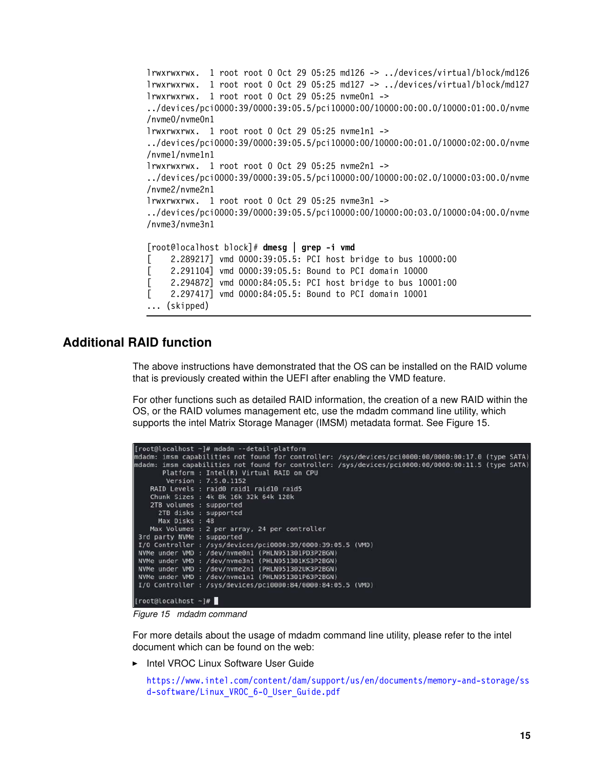```
lrwxrwxrwx.  1 root root 0 Oct 29 05:25 md126 -> ../devices/virtual/block/md126
lrwxrwxrwx.  1 root root 0 Oct 29 05:25 md127 -> ../devices/virtual/block/md127
lrwxrwxrwx.  1 root root 0 Oct 29 05:25 nvme0n1 ->
../devices/pci0000:39/0000:39:05.5/pci10000:00/10000:00:00.0/10000:01:00.0/nvme
/nvme0/nvme0n1
lrwxrwxrwx.  1 root root 0 Oct 29 05:25 nvme1n1 ->
../devices/pci0000:39/0000:39:05.5/pci10000:00/10000:00:01.0/10000:02:00.0/nvme
/nvme1/nvme1n1
lrwxrwxrwx.  1 root root 0 Oct 29 05:25 nvme2n1 ->
../devices/pci0000:39/0000:39:05.5/pci10000:00/10000:00:02.0/10000:03:00.0/nvme
/nvme2/nvme2n1
lrwxrwxrwx.  1 root root 0 Oct 29 05:25 nvme3n1 ->
../devices/pci0000:39/0000:39:05.5/pci10000:00/10000:00:03.0/10000:04:00.0/nvme
/nvme3/nvme3n1

[root@localhost block]# dmesg | grep -i vmd
[    2.289217] vmd 0000:39:05.5: PCI host bridge to bus 10000:00
[    2.291104] vmd 0000:39:05.5: Bound to PCI domain 10000
[    2.294872] vmd 0000:84:05.5: PCI host bridge to bus 10001:00
[    2.297417] vmd 0000:84:05.5: Bound to PCI domain 10001
... (skipped)
```

## Additional RAID function

The above instructions have demonstrated that the OS can be installed on the RAID volume that is previously created within the UEFI after enabling the VMD feature.

For other functions such as detailed RAID information, the creation of a new RAID within the OS, or the RAID volumes management etc, use the mdadm command line utility, which supports the intel Matrix Storage Manager (IMSM) metadata format. See Figure 15.

```
[root@localhost ~]# mdadm --detail-platform
mdadm: imsm capabilities not found for controller: /sys/devices/pci0000:00/0000:00:17.0 (type SATA)
mdadm: imsm capabilities not found for controller: /sys/devices/pci0000:00/0000:00:11.5 (type SATA)
       Platform : Intel(R) Virtual RAID on CPU
        Version : 7.5.0.1152
    RAID Levels : raid0 raid1 raid10 raid5
    Chunk Sizes : 4k 8k 16k 32k 64k 128k
    2TB volumes : supported
      2TB disks : supported
      Max Disks : 48
    Max Volumes : 2 per array, 24 per controller
 3rd party NVMe : supported
 I/O Controller : /sys/devices/pci0000:39/0000:39:05.5 (VMD)
 NVMe under VMD : /dev/nvme0n1 (PHLN951301PD3P2BGN)
 NVMe under VMD : /dev/nvme3n1 (PHLN951301KS3P2BGN)
 NVMe under VMD : /dev/nvme2n1 (PHLN951302UK3P2BGN)
 NVMe under VMD : /dev/nvme1n1 (PHLN951301P63P2BGN)
 I/O Controller : /sys/devices/pci0000:84/0000:84:05.5 (VMD)

[root@localhost ~]#
```

*Figure 15 mdadm command*

For more details about the usage of mdadm command line utility, please refer to the intel document which can be found on the web:

- Intel VROC Linux Software User Guide

  https://www.intel.com/content/dam/support/us/en/documents/memory-and-storage/ssd-software/Linux_VROC_6-0_User_Guide.pdf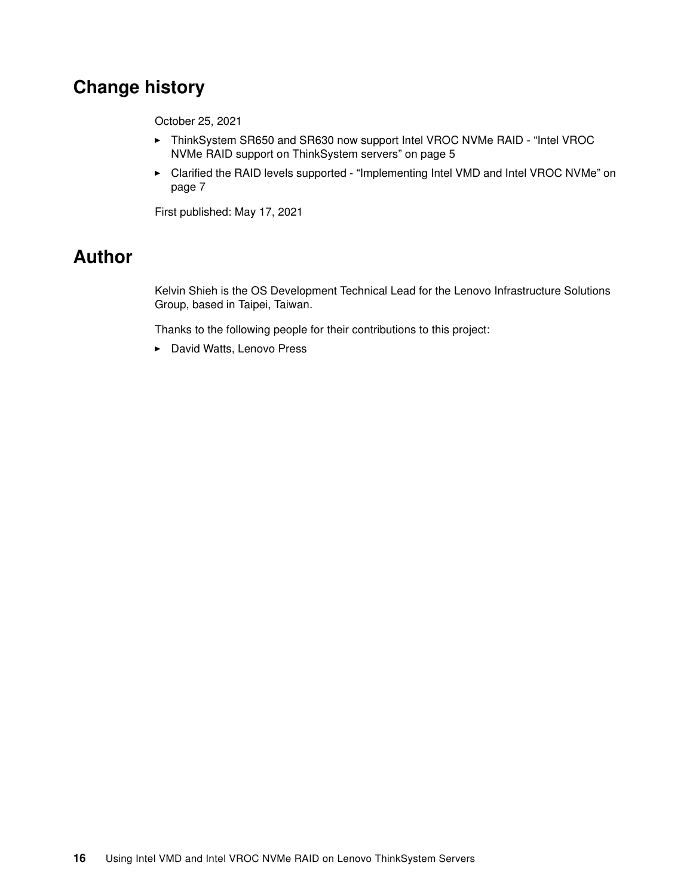## Change history

October 25, 2021

- ThinkSystem SR650 and SR630 now support Intel VROC NVMe RAID - "Intel VROC NVMe RAID support on ThinkSystem servers" on page 5
- Clarified the RAID levels supported - "Implementing Intel VMD and Intel VROC NVMe" on page 7

First published: May 17, 2021

## Author

Kelvin Shieh is the OS Development Technical Lead for the Lenovo Infrastructure Solutions Group, based in Taipei, Taiwan.

Thanks to the following people for their contributions to this project:

- David Watts, Lenovo Press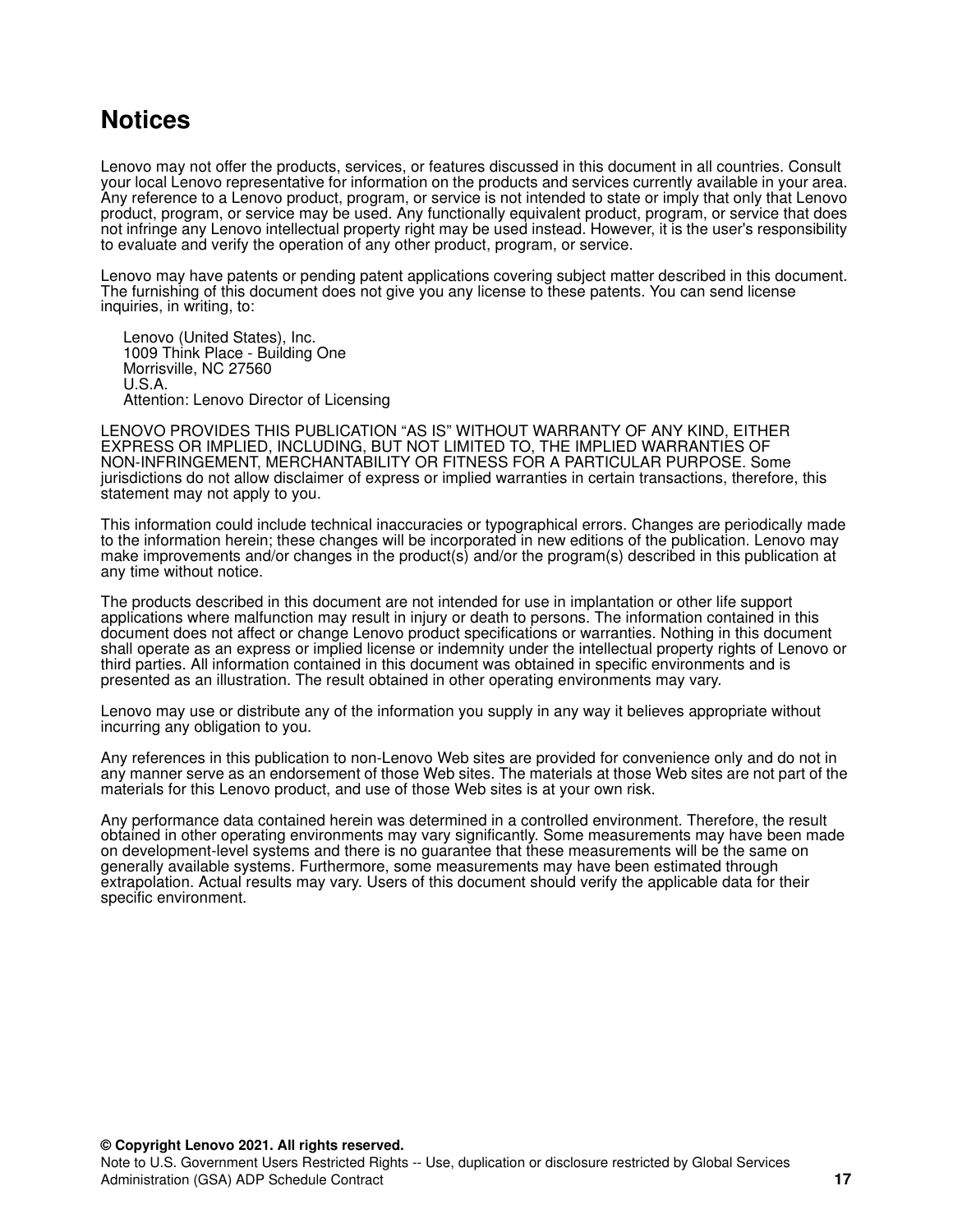# Notices

Lenovo may not offer the products, services, or features discussed in this document in all countries. Consult your local Lenovo representative for information on the products and services currently available in your area. Any reference to a Lenovo product, program, or service is not intended to state or imply that only that Lenovo product, program, or service may be used. Any functionally equivalent product, program, or service that does not infringe any Lenovo intellectual property right may be used instead. However, it is the user's responsibility to evaluate and verify the operation of any other product, program, or service.

Lenovo may have patents or pending patent applications covering subject matter described in this document. The furnishing of this document does not give you any license to these patents. You can send license inquiries, in writing, to:

Lenovo (United States), Inc.
1009 Think Place - Building One
Morrisville, NC 27560
U.S.A.
Attention: Lenovo Director of Licensing

LENOVO PROVIDES THIS PUBLICATION "AS IS" WITHOUT WARRANTY OF ANY KIND, EITHER EXPRESS OR IMPLIED, INCLUDING, BUT NOT LIMITED TO, THE IMPLIED WARRANTIES OF NON-INFRINGEMENT, MERCHANTABILITY OR FITNESS FOR A PARTICULAR PURPOSE. Some jurisdictions do not allow disclaimer of express or implied warranties in certain transactions, therefore, this statement may not apply to you.

This information could include technical inaccuracies or typographical errors. Changes are periodically made to the information herein; these changes will be incorporated in new editions of the publication. Lenovo may make improvements and/or changes in the product(s) and/or the program(s) described in this publication at any time without notice.

The products described in this document are not intended for use in implantation or other life support applications where malfunction may result in injury or death to persons. The information contained in this document does not affect or change Lenovo product specifications or warranties. Nothing in this document shall operate as an express or implied license or indemnity under the intellectual property rights of Lenovo or third parties. All information contained in this document was obtained in specific environments and is presented as an illustration. The result obtained in other operating environments may vary.

Lenovo may use or distribute any of the information you supply in any way it believes appropriate without incurring any obligation to you.

Any references in this publication to non-Lenovo Web sites are provided for convenience only and do not in any manner serve as an endorsement of those Web sites. The materials at those Web sites are not part of the materials for this Lenovo product, and use of those Web sites is at your own risk.

Any performance data contained herein was determined in a controlled environment. Therefore, the result obtained in other operating environments may vary significantly. Some measurements may have been made on development-level systems and there is no guarantee that these measurements will be the same on generally available systems. Furthermore, some measurements may have been estimated through extrapolation. Actual results may vary. Users of this document should verify the applicable data for their specific environment.

**© Copyright Lenovo 2021. All rights reserved.**
Note to U.S. Government Users Restricted Rights -- Use, duplication or disclosure restricted by Global Services Administration (GSA) ADP Schedule Contract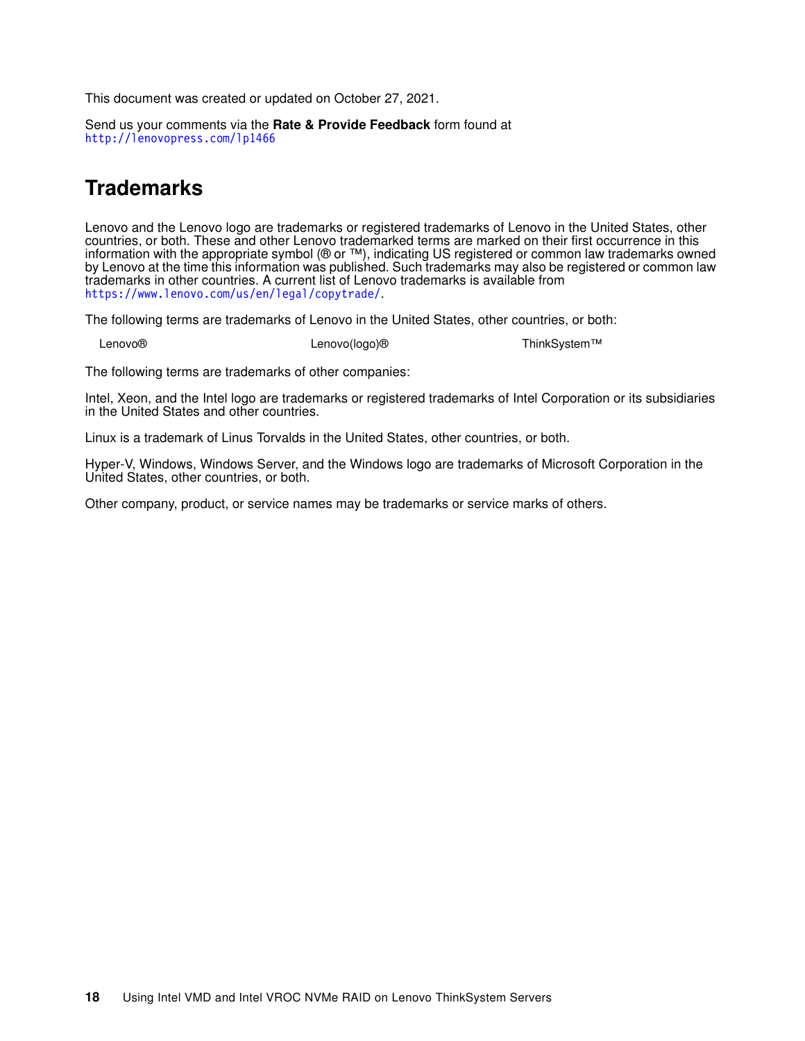This document was created or updated on October 27, 2021.

Send us your comments via the **Rate & Provide Feedback** form found at
http://lenovopress.com/lp1466

# Trademarks

Lenovo and the Lenovo logo are trademarks or registered trademarks of Lenovo in the United States, other countries, or both. These and other Lenovo trademarked terms are marked on their first occurrence in this information with the appropriate symbol (® or ™), indicating US registered or common law trademarks owned by Lenovo at the time this information was published. Such trademarks may also be registered or common law trademarks in other countries. A current list of Lenovo trademarks is available from
https://www.lenovo.com/us/en/legal/copytrade/.

The following terms are trademarks of Lenovo in the United States, other countries, or both:

| | | |
|---|---|---|
| Lenovo® | Lenovo(logo)® | ThinkSystem™ |

The following terms are trademarks of other companies:

Intel, Xeon, and the Intel logo are trademarks or registered trademarks of Intel Corporation or its subsidiaries in the United States and other countries.

Linux is a trademark of Linus Torvalds in the United States, other countries, or both.

Hyper-V, Windows, Windows Server, and the Windows logo are trademarks of Microsoft Corporation in the United States, other countries, or both.

Other company, product, or service names may be trademarks or service marks of others.